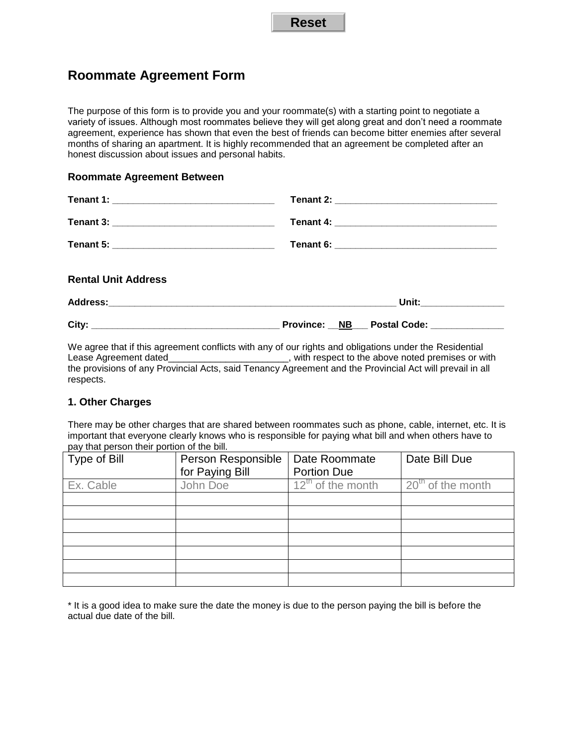Reset

# Roommate Agreement Form

The purpose of this form is to provide you and your roommate(s) with a starting point to negotiate a variety of issues. Although most roommates believe they will get along great and don't need a roommate agreement, experience has shown that even the best of friends can become bitter enemies after several months of sharing an apartment. It is highly recommended that an agreement be completed after an honest discussion about issues and personal habits.

### Roommate Agreement Between

**Tenant 1:** ______________________________ **Tenant 2:** ______________________________

**Tenant 3:** ______________________________ **Tenant 4:** ______________________________

**Tenant 5:** ______________________________ **Tenant 6:** ______________________________

### Rental Unit Address

**Address:**_______________________________________________________ **Unit:**________________

**City:** ___________________________________ **Province:** __**NB**___ **Postal Code:** ______________

We agree that if this agreement conflicts with any of our rights and obligations under the Residential Lease Agreement dated_______________________, with respect to the above noted premises or with the provisions of any Provincial Acts, said Tenancy Agreement and the Provincial Act will prevail in all respects.

### 1. Other Charges

There may be other charges that are shared between roommates such as phone, cable, internet, etc. It is important that everyone clearly knows who is responsible for paying what bill and when others have to pay that person their portion of the bill.

| Type of Bill | Person Responsible for Paying Bill | Date Roommate Portion Due | Date Bill Due |
|---|---|---|---|
| Ex. Cable | John Doe | 12th of the month | 20th of the month |
| | | | |
| | | | |
| | | | |
| | | | |
| | | | |
| | | | |
| | | | |

* It is a good idea to make sure the date the money is due to the person paying the bill is before the actual due date of the bill.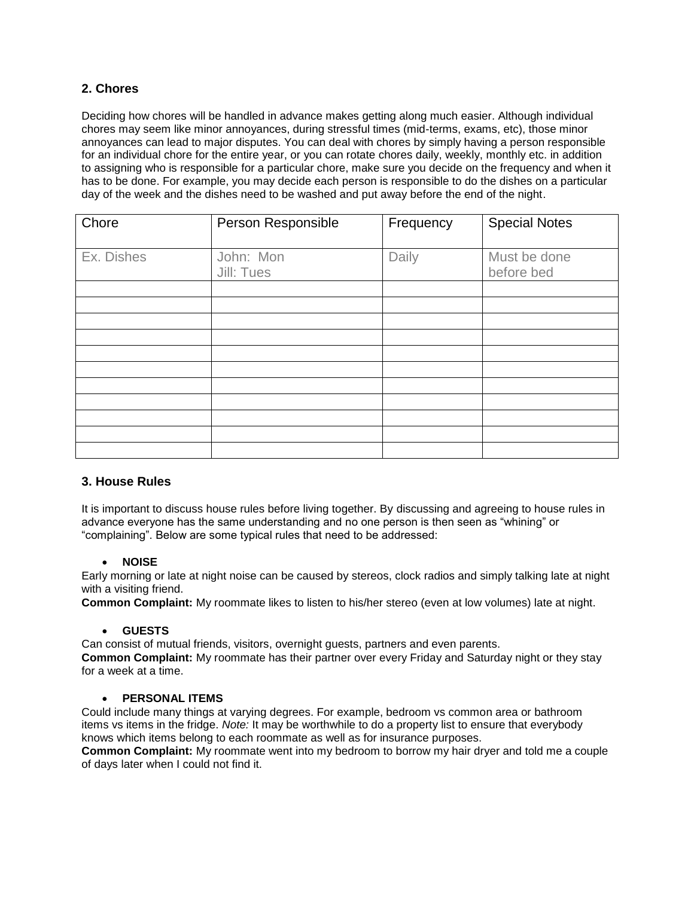## 2. Chores

Deciding how chores will be handled in advance makes getting along much easier. Although individual chores may seem like minor annoyances, during stressful times (mid-terms, exams, etc), those minor annoyances can lead to major disputes. You can deal with chores by simply having a person responsible for an individual chore for the entire year, or you can rotate chores daily, weekly, monthly etc. in addition to assigning who is responsible for a particular chore, make sure you decide on the frequency and when it has to be done. For example, you may decide each person is responsible to do the dishes on a particular day of the week and the dishes need to be washed and put away before the end of the night.

| Chore | Person Responsible | Frequency | Special Notes |
|---|---|---|---|
| Ex. Dishes | John: Mon<br>Jill: Tues | Daily | Must be done before bed |
| | | | |
| | | | |
| | | | |
| | | | |
| | | | |
| | | | |
| | | | |
| | | | |
| | | | |
| | | | |
| | | | |

## 3. House Rules

It is important to discuss house rules before living together. By discussing and agreeing to house rules in advance everyone has the same understanding and no one person is then seen as "whining" or "complaining". Below are some typical rules that need to be addressed:

- **NOISE**

Early morning or late at night noise can be caused by stereos, clock radios and simply talking late at night with a visiting friend.
**Common Complaint:** My roommate likes to listen to his/her stereo (even at low volumes) late at night.

- **GUESTS**

Can consist of mutual friends, visitors, overnight guests, partners and even parents.
**Common Complaint:** My roommate has their partner over every Friday and Saturday night or they stay for a week at a time.

- **PERSONAL ITEMS**

Could include many things at varying degrees. For example, bedroom vs common area or bathroom items vs items in the fridge. *Note:* It may be worthwhile to do a property list to ensure that everybody knows which items belong to each roommate as well as for insurance purposes.
**Common Complaint:** My roommate went into my bedroom to borrow my hair dryer and told me a couple of days later when I could not find it.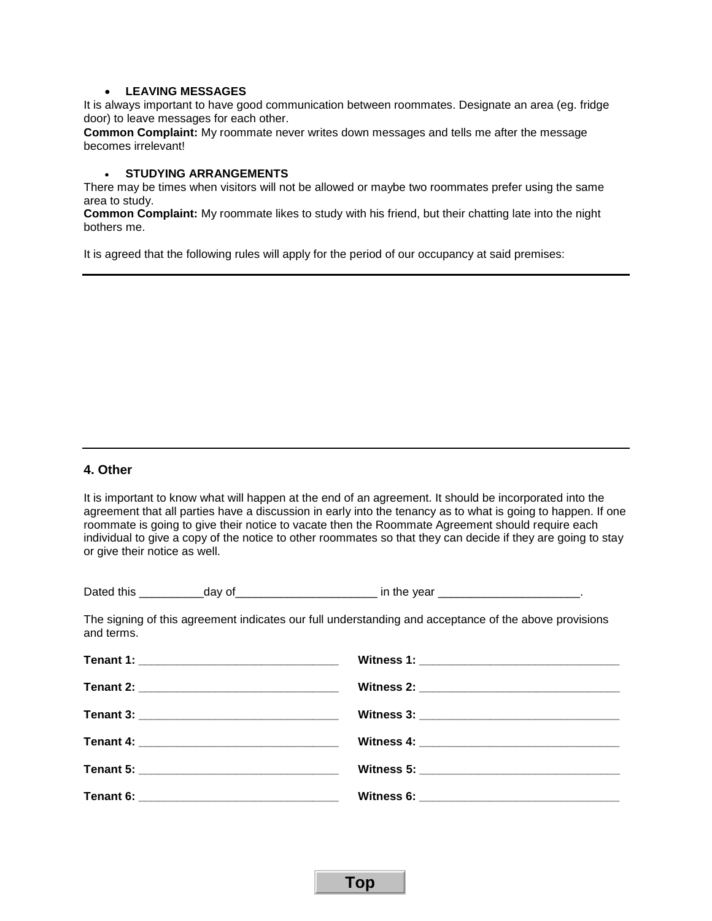- **LEAVING MESSAGES**

It is always important to have good communication between roommates. Designate an area (eg. fridge door) to leave messages for each other.

**Common Complaint:** My roommate never writes down messages and tells me after the message becomes irrelevant!

- **STUDYING ARRANGEMENTS**

There may be times when visitors will not be allowed or maybe two roommates prefer using the same area to study.

**Common Complaint:** My roommate likes to study with his friend, but their chatting late into the night bothers me.

It is agreed that the following rules will apply for the period of our occupancy at said premises:

---

---

### 4. Other

It is important to know what will happen at the end of an agreement. It should be incorporated into the agreement that all parties have a discussion in early into the tenancy as to what is going to happen. If one roommate is going to give their notice to vacate then the Roommate Agreement should require each individual to give a copy of the notice to other roommates so that they can decide if they are going to stay or give their notice as well.

Dated this __________day of______________________ in the year ______________________.

The signing of this agreement indicates our full understanding and acceptance of the above provisions and terms.

| | |
|---|---|
| **Tenant 1:** ________________________________ | **Witness 1:** ________________________________ |
| **Tenant 2:** ________________________________ | **Witness 2:** ________________________________ |
| **Tenant 3:** ________________________________ | **Witness 3:** ________________________________ |
| **Tenant 4:** ________________________________ | **Witness 4:** ________________________________ |
| **Tenant 5:** ________________________________ | **Witness 5:** ________________________________ |
| **Tenant 6:** ________________________________ | **Witness 6:** ________________________________ |

Top